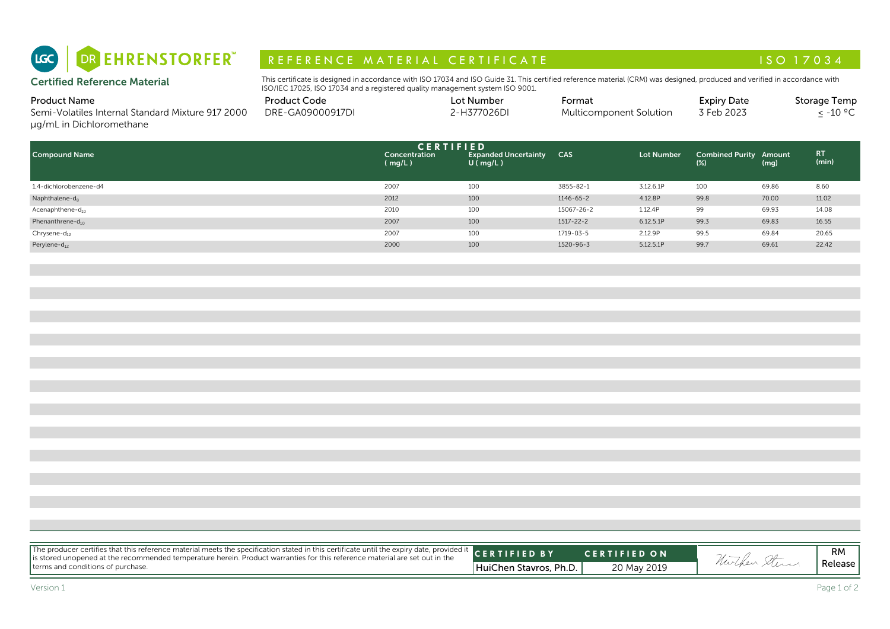LGC | DR EHRENSTORFER™

# REFERENCE MATERIAL CERTIFICATE — ISO 17034

## Certified Reference Material

This certificate is designed in accordance with ISO 17034 and ISO Guide 31. This certified reference material (CRM) was designed, produced and verified in accordance with ISO/IEC 17025, ISO 17034 and a registered quality management system ISO 9001.

| Product Name | Product Code | Lot Number | Format | Expiry Date | Storage Temp |
|---|---|---|---|---|---|
| Semi-Volatiles Internal Standard Mixture 917 2000 µg/mL in Dichloromethane | DRE-GA09000917DI | 2-H377026DI | Multicomponent Solution | 3 Feb 2023 | ≤ -10 ºC |

| Compound Name | CERTIFIED Concentration ( mg/L ) | Expanded Uncertainty U ( mg/L ) | CAS | Lot Number | Combined Purity (%) | Amount (mg) | RT (min) |
|---|---|---|---|---|---|---|---|
| 1,4-dichlorobenzene-d4 | 2007 | 100 | 3855-82-1 | 3.12.6.1P | 100 | 69.86 | 8.60 |
| Naphthalene-$d_8$ | 2012 | 100 | 1146-65-2 | 4.12.8P | 99.8 | 70.00 | 11.02 |
| Acenaphthene-$d_{10}$ | 2010 | 100 | 15067-26-2 | 1.12.4P | 99 | 69.93 | 14.08 |
| Phenanthrene-$d_{10}$ | 2007 | 100 | 1517-22-2 | 6.12.5.1P | 99.3 | 69.83 | 16.55 |
| Chrysene-$d_{12}$ | 2007 | 100 | 1719-03-5 | 2.12.9P | 99.5 | 69.84 | 20.65 |
| Perylene-$d_{12}$ | 2000 | 100 | 1520-96-3 | 5.12.5.1P | 99.7 | 69.61 | 22.42 |

The producer certifies that this reference material meets the specification stated in this certificate until the expiry date, provided it is stored unopened at the recommended temperature herein. Product warranties for this reference material are set out in the terms and conditions of purchase.

| CERTIFIED BY | CERTIFIED ON | | |
|---|---|---|---|
| HuiChen Stavros, Ph.D. | 20 May 2019 | HuiChen Stavros | RM Release |

Version 1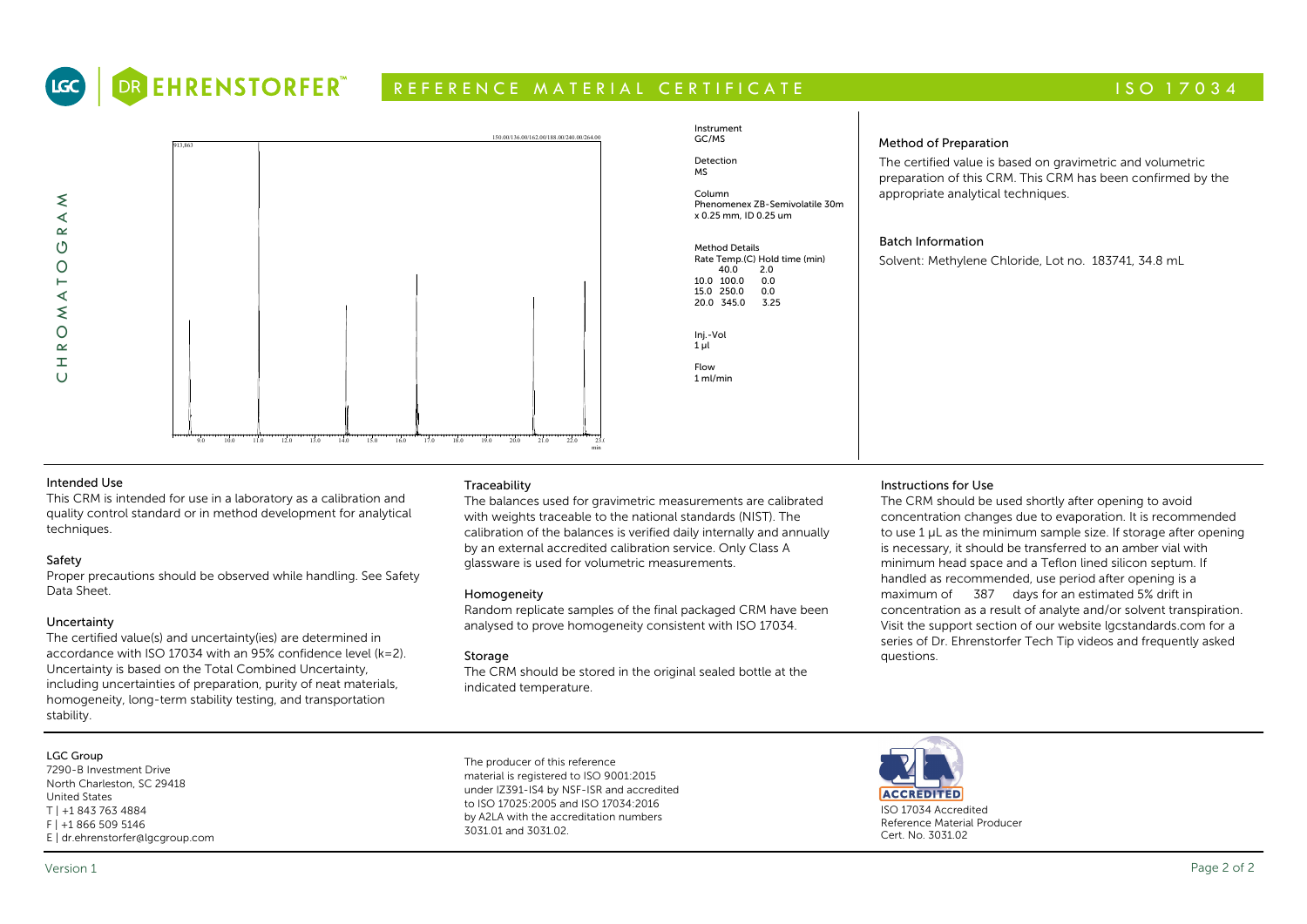# CHROMATOGRAM

150.00/136.00/162.00/188.00/240.00/264.00

913,863

9.0 10.0 11.0 12.0 13.0 14.0 15.0 16.0 17.0 18.0 19.0 20.0 21.0 22.0 23.0

min

Instrument
GC/MS

Detection
MS

Column
Phenomenex ZB-Semivolatile 30m x 0.25 mm, ID 0.25 um

Method Details

| Rate | Temp.(C) | Hold time (min) |
|---|---|---|
| | 40.0 | 2.0 |
| 10.0 | 100.0 | 0.0 |
| 15.0 | 250.0 | 0.0 |
| 20.0 | 345.0 | 3.25 |

Inj.-Vol
1 µl

Flow
1 ml/min

## Method of Preparation

The certified value is based on gravimetric and volumetric preparation of this CRM. This CRM has been confirmed by the appropriate analytical techniques.

## Batch Information

Solvent: Methylene Chloride, Lot no. 183741, 34.8 mL

## Intended Use

This CRM is intended for use in a laboratory as a calibration and quality control standard or in method development for analytical techniques.

## Safety

Proper precautions should be observed while handling. See Safety Data Sheet.

## Uncertainty

The certified value(s) and uncertainty(ies) are determined in accordance with ISO 17034 with an 95% confidence level (k=2). Uncertainty is based on the Total Combined Uncertainty, including uncertainties of preparation, purity of neat materials, homogeneity, long-term stability testing, and transportation stability.

## Traceability

The balances used for gravimetric measurements are calibrated with weights traceable to the national standards (NIST). The calibration of the balances is verified daily internally and annually by an external accredited calibration service. Only Class A glassware is used for volumetric measurements.

## Homogeneity

Random replicate samples of the final packaged CRM have been analysed to prove homogeneity consistent with ISO 17034.

## Storage

The CRM should be stored in the original sealed bottle at the indicated temperature.

## Instructions for Use

The CRM should be used shortly after opening to avoid concentration changes due to evaporation. It is recommended to use 1 µL as the minimum sample size. If storage after opening is necessary, it should be transferred to an amber vial with minimum head space and a Teflon lined silicon septum. If handled as recommended, use period after opening is a maximum of 387 days for an estimated 5% drift in concentration as a result of analyte and/or solvent transpiration. Visit the support section of our website lgcstandards.com for a series of Dr. Ehrenstorfer Tech Tip videos and frequently asked questions.

LGC Group
7290-B Investment Drive
North Charleston, SC 29418
United States
T | +1 843 763 4884
F | +1 866 509 5146
E | dr.ehrenstorfer@lgcgroup.com

The producer of this reference material is registered to ISO 9001:2015 under IZ391-IS4 by NSF-ISR and accredited to ISO 17025:2005 and ISO 17034:2016 by A2LA with the accreditation numbers 3031.01 and 3031.02.

ACCREDITED
ISO 17034 Accredited
Reference Material Producer
Cert. No. 3031.02

Version 1